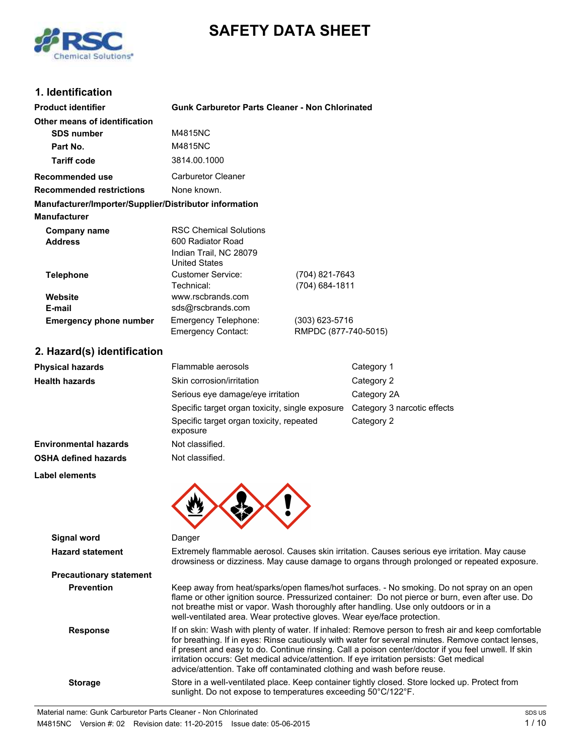# SAFETY DATA SHEET

## 1. Identification

**Product identifier** Gunk Carburetor Parts Cleaner - Non Chlorinated

**Other means of identification**

| | |
|---|---|
| **SDS number** | M4815NC |
| **Part No.** | M4815NC |
| **Tariff code** | 3814.00.1000 |

**Recommended use** Carburetor Cleaner

**Recommended restrictions** None known.

**Manufacturer/Importer/Supplier/Distributor information**

**Manufacturer**

| | | |
|---|---|---|
| **Company name** | RSC Chemical Solutions | |
| **Address** | 600 Radiator Road<br>Indian Trail, NC 28079<br>United States | |
| **Telephone** | Customer Service: | (704) 821-7643 |
| | Technical: | (704) 684-1811 |
| **Website** | www.rscbrands.com | |
| **E-mail** | sds@rscbrands.com | |
| **Emergency phone number** | Emergency Telephone: | (303) 623-5716 |
| | Emergency Contact: | RMPDC (877-740-5015) |

## 2. Hazard(s) identification

| | | |
|---|---|---|
| **Physical hazards** | Flammable aerosols | Category 1 |
| **Health hazards** | Skin corrosion/irritation | Category 2 |
| | Serious eye damage/eye irritation | Category 2A |
| | Specific target organ toxicity, single exposure | Category 3 narcotic effects |
| | Specific target organ toxicity, repeated exposure | Category 2 |
| **Environmental hazards** | Not classified. | |
| **OSHA defined hazards** | Not classified. | |

**Label elements**

**Signal word** Danger

**Hazard statement** Extremely flammable aerosol. Causes skin irritation. Causes serious eye irritation. May cause drowsiness or dizziness. May cause damage to organs through prolonged or repeated exposure.

**Precautionary statement**

**Prevention** Keep away from heat/sparks/open flames/hot surfaces. - No smoking. Do not spray on an open flame or other ignition source. Pressurized container: Do not pierce or burn, even after use. Do not breathe mist or vapor. Wash thoroughly after handling. Use only outdoors or in a well-ventilated area. Wear protective gloves. Wear eye/face protection.

**Response** If on skin: Wash with plenty of water. If inhaled: Remove person to fresh air and keep comfortable for breathing. If in eyes: Rinse cautiously with water for several minutes. Remove contact lenses, if present and easy to do. Continue rinsing. Call a poison center/doctor if you feel unwell. If skin irritation occurs: Get medical advice/attention. If eye irritation persists: Get medical advice/attention. Take off contaminated clothing and wash before reuse.

**Storage** Store in a well-ventilated place. Keep container tightly closed. Store locked up. Protect from sunlight. Do not expose to temperatures exceeding 50°C/122°F.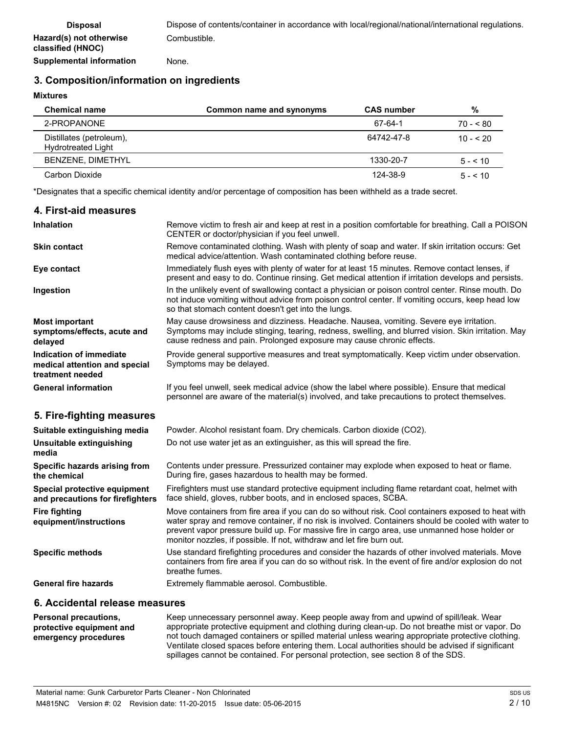| | |
|---|---|
| **Disposal** | Dispose of contents/container in accordance with local/regional/national/international regulations. |
| **Hazard(s) not otherwise classified (HNOC)** | Combustible. |
| **Supplemental information** | None. |

## 3. Composition/information on ingredients

**Mixtures**

| Chemical name | Common name and synonyms | CAS number | % |
|---|---|---|---|
| 2-PROPANONE | | 67-64-1 | 70 - < 80 |
| Distillates (petroleum), Hydrotreated Light | | 64742-47-8 | 10 - < 20 |
| BENZENE, DIMETHYL | | 1330-20-7 | 5 - < 10 |
| Carbon Dioxide | | 124-38-9 | 5 - < 10 |

*Designates that a specific chemical identity and/or percentage of composition has been withheld as a trade secret.

## 4. First-aid measures

| | |
|---|---|
| **Inhalation** | Remove victim to fresh air and keep at rest in a position comfortable for breathing. Call a POISON CENTER or doctor/physician if you feel unwell. |
| **Skin contact** | Remove contaminated clothing. Wash with plenty of soap and water. If skin irritation occurs: Get medical advice/attention. Wash contaminated clothing before reuse. |
| **Eye contact** | Immediately flush eyes with plenty of water for at least 15 minutes. Remove contact lenses, if present and easy to do. Continue rinsing. Get medical attention if irritation develops and persists. |
| **Ingestion** | In the unlikely event of swallowing contact a physician or poison control center. Rinse mouth. Do not induce vomiting without advice from poison control center. If vomiting occurs, keep head low so that stomach content doesn't get into the lungs. |
| **Most important symptoms/effects, acute and delayed** | May cause drowsiness and dizziness. Headache. Nausea, vomiting. Severe eye irritation. Symptoms may include stinging, tearing, redness, swelling, and blurred vision. Skin irritation. May cause redness and pain. Prolonged exposure may cause chronic effects. |
| **Indication of immediate medical attention and special treatment needed** | Provide general supportive measures and treat symptomatically. Keep victim under observation. Symptoms may be delayed. |
| **General information** | If you feel unwell, seek medical advice (show the label where possible). Ensure that medical personnel are aware of the material(s) involved, and take precautions to protect themselves. |

## 5. Fire-fighting measures

| | |
|---|---|
| **Suitable extinguishing media** | Powder. Alcohol resistant foam. Dry chemicals. Carbon dioxide ($CO_2$). |
| **Unsuitable extinguishing media** | Do not use water jet as an extinguisher, as this will spread the fire. |
| **Specific hazards arising from the chemical** | Contents under pressure. Pressurized container may explode when exposed to heat or flame. During fire, gases hazardous to health may be formed. |
| **Special protective equipment and precautions for firefighters** | Firefighters must use standard protective equipment including flame retardant coat, helmet with face shield, gloves, rubber boots, and in enclosed spaces, SCBA. |
| **Fire fighting equipment/instructions** | Move containers from fire area if you can do so without risk. Cool containers exposed to heat with water spray and remove container, if no risk is involved. Containers should be cooled with water to prevent vapor pressure build up. For massive fire in cargo area, use unmanned hose holder or monitor nozzles, if possible. If not, withdraw and let fire burn out. |
| **Specific methods** | Use standard firefighting procedures and consider the hazards of other involved materials. Move containers from fire area if you can do so without risk. In the event of fire and/or explosion do not breathe fumes. |
| **General fire hazards** | Extremely flammable aerosol. Combustible. |

## 6. Accidental release measures

| | |
|---|---|
| **Personal precautions, protective equipment and emergency procedures** | Keep unnecessary personnel away. Keep people away from and upwind of spill/leak. Wear appropriate protective equipment and clothing during clean-up. Do not breathe mist or vapor. Do not touch damaged containers or spilled material unless wearing appropriate protective clothing. Ventilate closed spaces before entering them. Local authorities should be advised if significant spillages cannot be contained. For personal protection, see section 8 of the SDS. |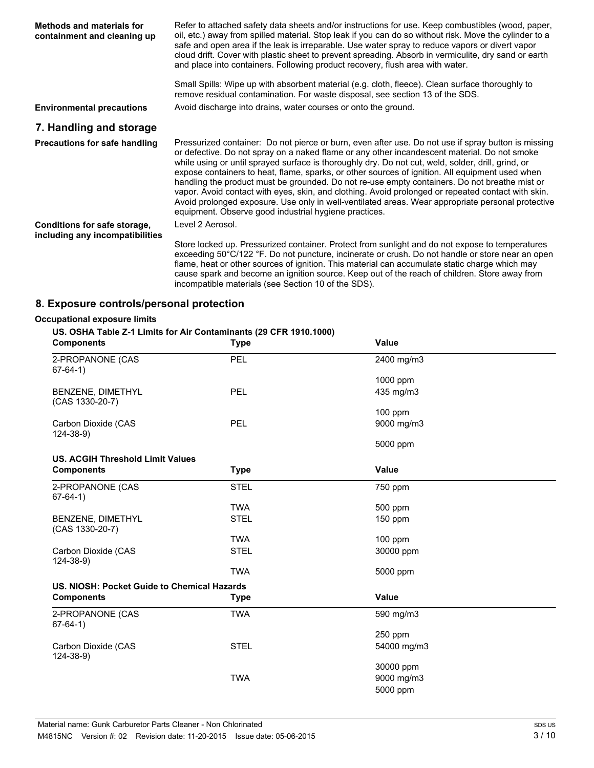**Methods and materials for containment and cleaning up**

Refer to attached safety data sheets and/or instructions for use. Keep combustibles (wood, paper, oil, etc.) away from spilled material. Stop leak if you can do so without risk. Move the cylinder to a safe and open area if the leak is irreparable. Use water spray to reduce vapors or divert vapor cloud drift. Cover with plastic sheet to prevent spreading. Absorb in vermiculite, dry sand or earth and place into containers. Following product recovery, flush area with water.

Small Spills: Wipe up with absorbent material (e.g. cloth, fleece). Clean surface thoroughly to remove residual contamination. For waste disposal, see section 13 of the SDS.

**Environmental precautions**

Avoid discharge into drains, water courses or onto the ground.

## 7. Handling and storage

**Precautions for safe handling**

Pressurized container: Do not pierce or burn, even after use. Do not use if spray button is missing or defective. Do not spray on a naked flame or any other incandescent material. Do not smoke while using or until sprayed surface is thoroughly dry. Do not cut, weld, solder, drill, grind, or expose containers to heat, flame, sparks, or other sources of ignition. All equipment used when handling the product must be grounded. Do not re-use empty containers. Do not breathe mist or vapor. Avoid contact with eyes, skin, and clothing. Avoid prolonged or repeated contact with skin. Avoid prolonged exposure. Use only in well-ventilated areas. Wear appropriate personal protective equipment. Observe good industrial hygiene practices.

**Conditions for safe storage, including any incompatibilities**

Level 2 Aerosol.

Store locked up. Pressurized container. Protect from sunlight and do not expose to temperatures exceeding 50°C/122 °F. Do not puncture, incinerate or crush. Do not handle or store near an open flame, heat or other sources of ignition. This material can accumulate static charge which may cause spark and become an ignition source. Keep out of the reach of children. Store away from incompatible materials (see Section 10 of the SDS).

## 8. Exposure controls/personal protection

**Occupational exposure limits**

**US. OSHA Table Z-1 Limits for Air Contaminants (29 CFR 1910.1000)**

| Components | Type | Value |
|---|---|---|
| 2-PROPANONE (CAS 67-64-1) | PEL | 2400 mg/m3 |
| | | 1000 ppm |
| BENZENE, DIMETHYL (CAS 1330-20-7) | PEL | 435 mg/m3 |
| | | 100 ppm |
| Carbon Dioxide (CAS 124-38-9) | PEL | 9000 mg/m3 |
| | | 5000 ppm |

**US. ACGIH Threshold Limit Values**

| Components | Type | Value |
|---|---|---|
| 2-PROPANONE (CAS 67-64-1) | STEL | 750 ppm |
| | TWA | 500 ppm |
| BENZENE, DIMETHYL (CAS 1330-20-7) | STEL | 150 ppm |
| | TWA | 100 ppm |
| Carbon Dioxide (CAS 124-38-9) | STEL | 30000 ppm |
| | TWA | 5000 ppm |

**US. NIOSH: Pocket Guide to Chemical Hazards**

| Components | Type | Value |
|---|---|---|
| 2-PROPANONE (CAS 67-64-1) | TWA | 590 mg/m3 |
| | | 250 ppm |
| Carbon Dioxide (CAS 124-38-9) | STEL | 54000 mg/m3 |
| | | 30000 ppm |
| | TWA | 9000 mg/m3 |
| | | 5000 ppm |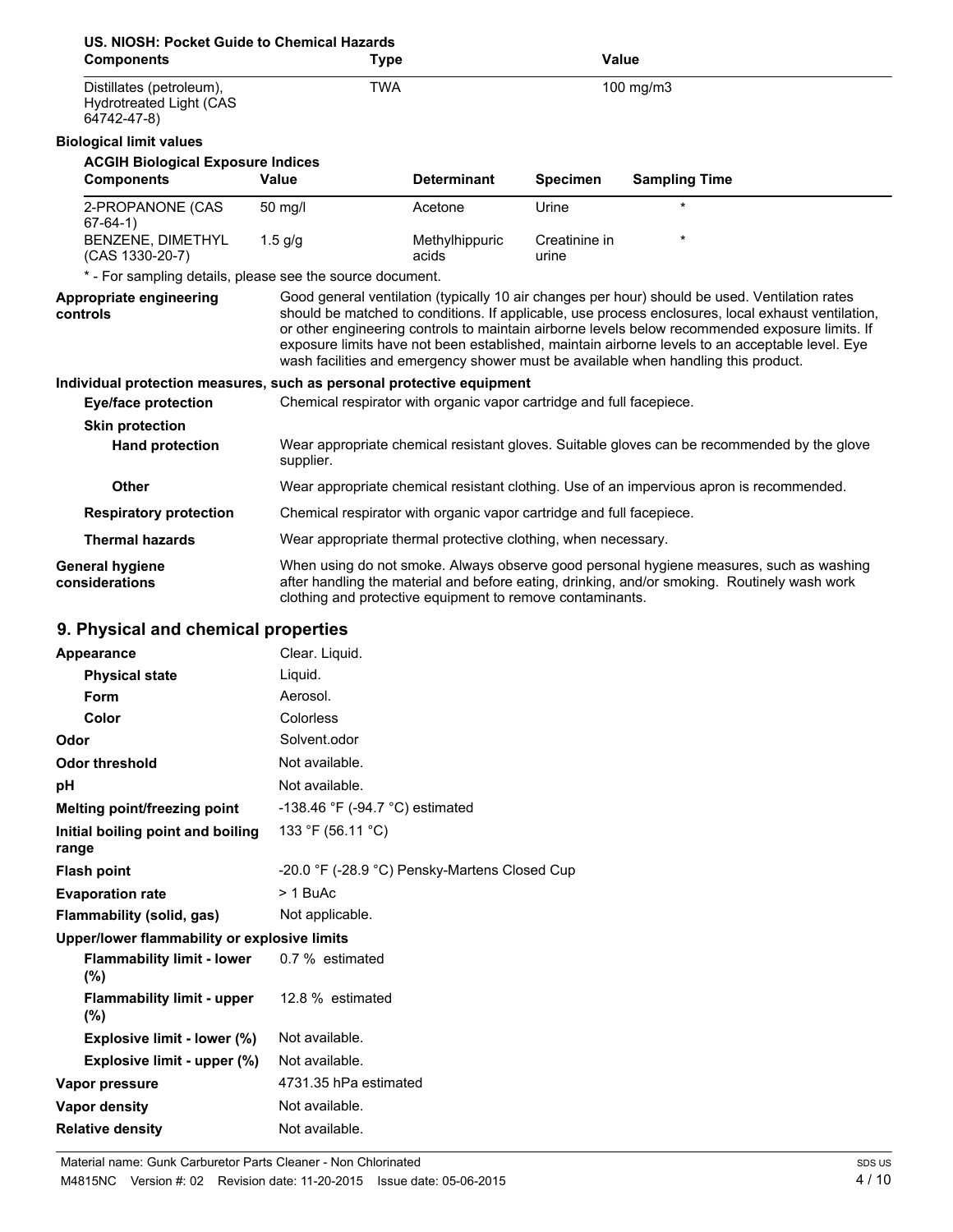**US. NIOSH: Pocket Guide to Chemical Hazards**

| Components | Type | Value |
|---|---|---|
| Distillates (petroleum), Hydrotreated Light (CAS 64742-47-8) | TWA | 100 mg/m3 |

**Biological limit values**

**ACGIH Biological Exposure Indices**

| Components | Value | Determinant | Specimen | Sampling Time |
|---|---|---|---|---|
| 2-PROPANONE (CAS 67-64-1) | 50 mg/l | Acetone | Urine | * |
| BENZENE, DIMETHYL (CAS 1330-20-7) | 1.5 g/g | Methylhippuric acids | Creatinine in urine | * |

\* - For sampling details, please see the source document.

**Appropriate engineering controls**
Good general ventilation (typically 10 air changes per hour) should be used. Ventilation rates should be matched to conditions. If applicable, use process enclosures, local exhaust ventilation, or other engineering controls to maintain airborne levels below recommended exposure limits. If exposure limits have not been established, maintain airborne levels to an acceptable level. Eye wash facilities and emergency shower must be available when handling this product.

**Individual protection measures, such as personal protective equipment**

**Eye/face protection**
Chemical respirator with organic vapor cartridge and full facepiece.

**Skin protection**

**Hand protection**
Wear appropriate chemical resistant gloves. Suitable gloves can be recommended by the glove supplier.

**Other**
Wear appropriate chemical resistant clothing. Use of an impervious apron is recommended.

**Respiratory protection**
Chemical respirator with organic vapor cartridge and full facepiece.

**Thermal hazards**
Wear appropriate thermal protective clothing, when necessary.

**General hygiene considerations**
When using do not smoke. Always observe good personal hygiene measures, such as washing after handling the material and before eating, drinking, and/or smoking. Routinely wash work clothing and protective equipment to remove contaminants.

## 9. Physical and chemical properties

| Property | Value |
|---|---|
| **Appearance** | Clear. Liquid. |
| **Physical state** | Liquid. |
| **Form** | Aerosol. |
| **Color** | Colorless |
| **Odor** | Solvent.odor |
| **Odor threshold** | Not available. |
| **pH** | Not available. |
| **Melting point/freezing point** | -138.46 °F (-94.7 °C) estimated |
| **Initial boiling point and boiling range** | 133 °F (56.11 °C) |
| **Flash point** | -20.0 °F (-28.9 °C) Pensky-Martens Closed Cup |
| **Evaporation rate** | > 1 BuAc |
| **Flammability (solid, gas)** | Not applicable. |
| **Upper/lower flammability or explosive limits** | |
| **Flammability limit - lower (%)** | 0.7 % estimated |
| **Flammability limit - upper (%)** | 12.8 % estimated |
| **Explosive limit - lower (%)** | Not available. |
| **Explosive limit - upper (%)** | Not available. |
| **Vapor pressure** | 4731.35 hPa estimated |
| **Vapor density** | Not available. |
| **Relative density** | Not available. |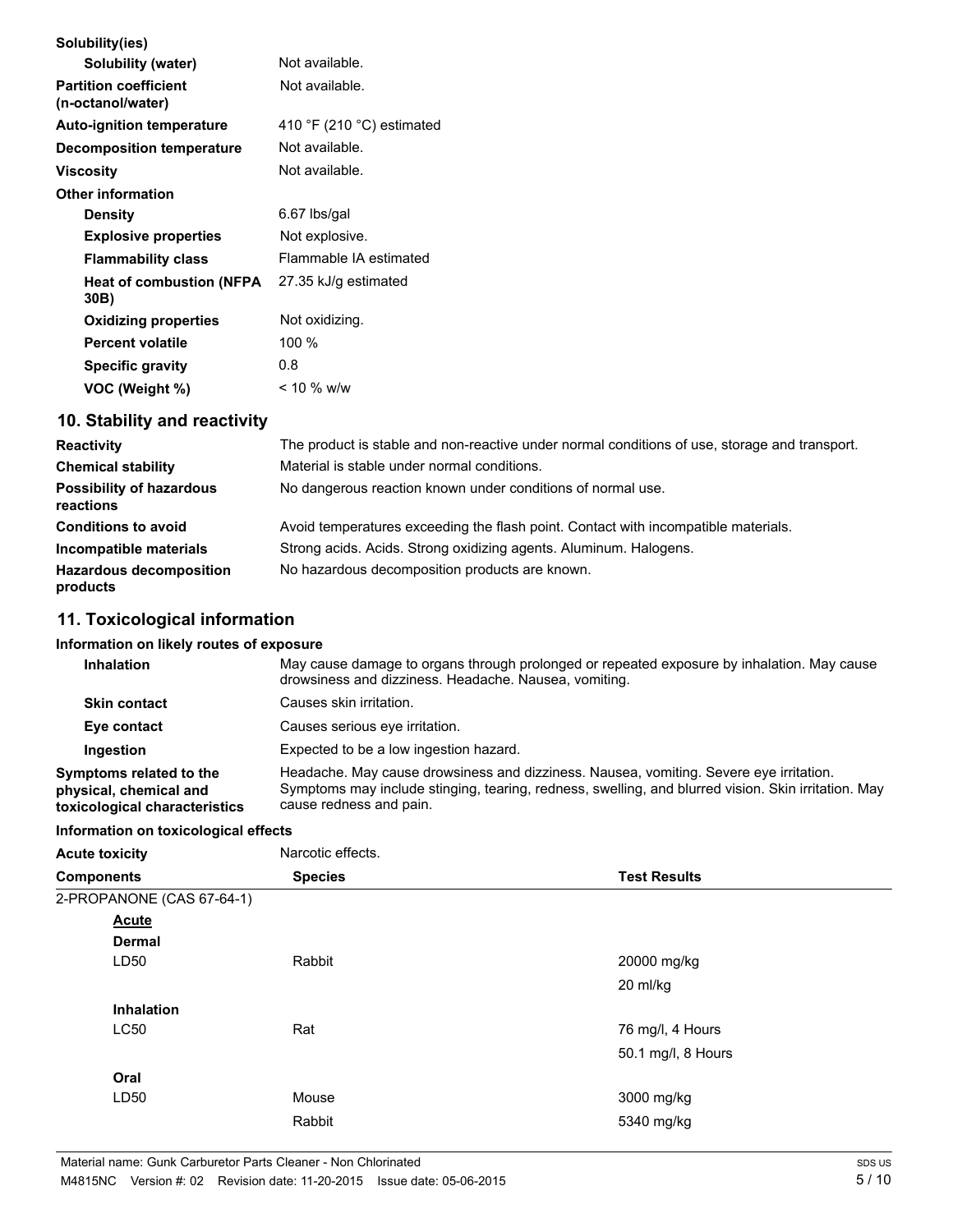| | |
|---|---|
| **Solubility(ies)** | |
| **Solubility (water)** | Not available. |
| **Partition coefficient (n-octanol/water)** | Not available. |
| **Auto-ignition temperature** | 410 °F (210 °C) estimated |
| **Decomposition temperature** | Not available. |
| **Viscosity** | Not available. |
| **Other information** | |
| **Density** | 6.67 lbs/gal |
| **Explosive properties** | Not explosive. |
| **Flammability class** | Flammable IA estimated |
| **Heat of combustion (NFPA 30B)** | 27.35 kJ/g estimated |
| **Oxidizing properties** | Not oxidizing. |
| **Percent volatile** | 100 % |
| **Specific gravity** | 0.8 |
| **VOC (Weight %)** | < 10 % w/w |

## 10. Stability and reactivity

| | |
|---|---|
| **Reactivity** | The product is stable and non-reactive under normal conditions of use, storage and transport. |
| **Chemical stability** | Material is stable under normal conditions. |
| **Possibility of hazardous reactions** | No dangerous reaction known under conditions of normal use. |
| **Conditions to avoid** | Avoid temperatures exceeding the flash point. Contact with incompatible materials. |
| **Incompatible materials** | Strong acids. Acids. Strong oxidizing agents. Aluminum. Halogens. |
| **Hazardous decomposition products** | No hazardous decomposition products are known. |

## 11. Toxicological information

**Information on likely routes of exposure**

| | |
|---|---|
| **Inhalation** | May cause damage to organs through prolonged or repeated exposure by inhalation. May cause drowsiness and dizziness. Headache. Nausea, vomiting. |
| **Skin contact** | Causes skin irritation. |
| **Eye contact** | Causes serious eye irritation. |
| **Ingestion** | Expected to be a low ingestion hazard. |
| **Symptoms related to the physical, chemical and toxicological characteristics** | Headache. May cause drowsiness and dizziness. Nausea, vomiting. Severe eye irritation. Symptoms may include stinging, tearing, redness, swelling, and blurred vision. Skin irritation. May cause redness and pain. |

**Information on toxicological effects**

**Acute toxicity** Narcotic effects.

| Components | Species | Test Results |
|---|---|---|
| 2-PROPANONE (CAS 67-64-1) | | |
| **Acute** | | |
| **Dermal** | | |
| LD50 | Rabbit | 20000 mg/kg |
| | | 20 ml/kg |
| **Inhalation** | | |
| LC50 | Rat | 76 mg/l, 4 Hours |
| | | 50.1 mg/l, 8 Hours |
| **Oral** | | |
| LD50 | Mouse | 3000 mg/kg |
| | Rabbit | 5340 mg/kg |

Material name: Gunk Carburetor Parts Cleaner - Non Chlorinated

M4815NC Version #: 02 Revision date: 11-20-2015 Issue date: 05-06-2015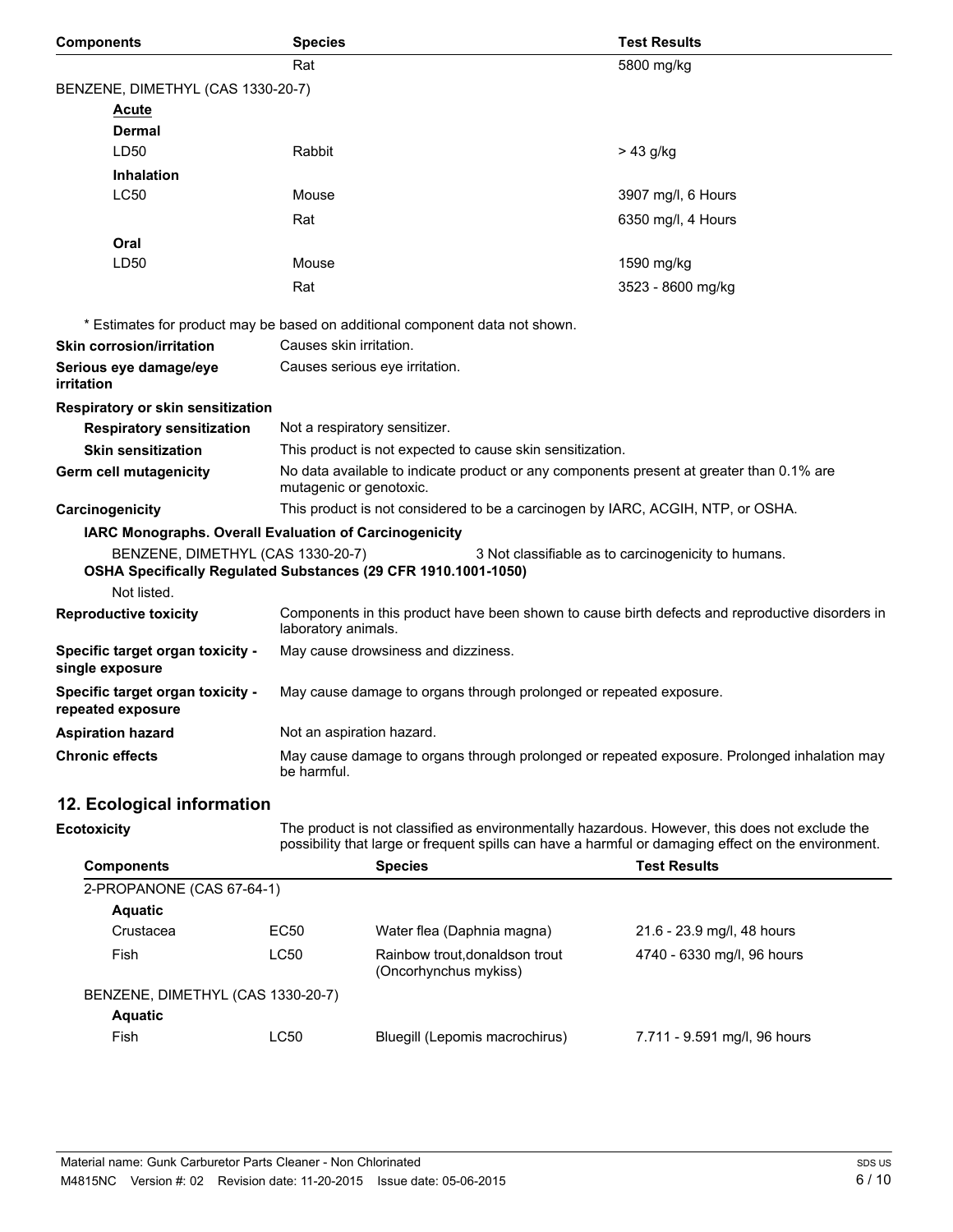| Components | Species | Test Results |
|---|---|---|
| | Rat | 5800 mg/kg |
| BENZENE, DIMETHYL (CAS 1330-20-7) | | |
| **Acute** | | |
| **Dermal** | | |
| LD50 | Rabbit | > 43 g/kg |
| **Inhalation** | | |
| LC50 | Mouse | 3907 mg/l, 6 Hours |
| | Rat | 6350 mg/l, 4 Hours |
| **Oral** | | |
| LD50 | Mouse | 1590 mg/kg |
| | Rat | 3523 - 8600 mg/kg |

* Estimates for product may be based on additional component data not shown.

**Skin corrosion/irritation** Causes skin irritation.

**Serious eye damage/eye irritation** Causes serious eye irritation.

**Respiratory or skin sensitization**

**Respiratory sensitization** Not a respiratory sensitizer.

**Skin sensitization** This product is not expected to cause skin sensitization.

**Germ cell mutagenicity** No data available to indicate product or any components present at greater than 0.1% are mutagenic or genotoxic.

**Carcinogenicity** This product is not considered to be a carcinogen by IARC, ACGIH, NTP, or OSHA.

**IARC Monographs. Overall Evaluation of Carcinogenicity**

BENZENE, DIMETHYL (CAS 1330-20-7) 3 Not classifiable as to carcinogenicity to humans.

**OSHA Specifically Regulated Substances (29 CFR 1910.1001-1050)**

Not listed.

**Reproductive toxicity** Components in this product have been shown to cause birth defects and reproductive disorders in laboratory animals.

**Specific target organ toxicity - single exposure** May cause drowsiness and dizziness.

**Specific target organ toxicity - repeated exposure** May cause damage to organs through prolonged or repeated exposure.

**Aspiration hazard** Not an aspiration hazard.

**Chronic effects** May cause damage to organs through prolonged or repeated exposure. Prolonged inhalation may be harmful.

## 12. Ecological information

**Ecotoxicity** The product is not classified as environmentally hazardous. However, this does not exclude the possibility that large or frequent spills can have a harmful or damaging effect on the environment.

| Components | | Species | Test Results |
|---|---|---|---|
| 2-PROPANONE (CAS 67-64-1) | | | |
| **Aquatic** | | | |
| Crustacea | EC50 | Water flea (Daphnia magna) | 21.6 - 23.9 mg/l, 48 hours |
| Fish | LC50 | Rainbow trout,donaldson trout (Oncorhynchus mykiss) | 4740 - 6330 mg/l, 96 hours |
| BENZENE, DIMETHYL (CAS 1330-20-7) | | | |
| **Aquatic** | | | |
| Fish | LC50 | Bluegill (Lepomis macrochirus) | 7.711 - 9.591 mg/l, 96 hours |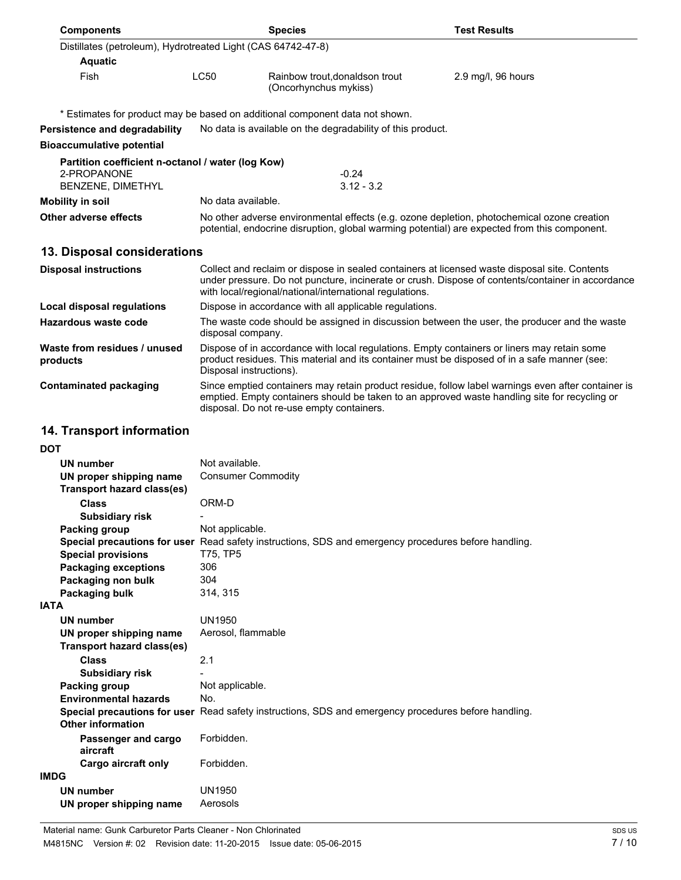| Components | | Species | Test Results |
|---|---|---|---|
| Distillates (petroleum), Hydrotreated Light (CAS 64742-47-8) | | | |
| **Aquatic** | | | |
| Fish | LC50 | Rainbow trout,donaldson trout (Oncorhynchus mykiss) | 2.9 mg/l, 96 hours |

\* Estimates for product may be based on additional component data not shown.

**Persistence and degradability** No data is available on the degradability of this product.

**Bioaccumulative potential**

**Partition coefficient n-octanol / water (log Kow)**

| | |
|---|---|
| 2-PROPANONE | -0.24 |
| BENZENE, DIMETHYL | 3.12 - 3.2 |

**Mobility in soil** No data available.

**Other adverse effects** No other adverse environmental effects (e.g. ozone depletion, photochemical ozone creation potential, endocrine disruption, global warming potential) are expected from this component.

## 13. Disposal considerations

**Disposal instructions** Collect and reclaim or dispose in sealed containers at licensed waste disposal site. Contents under pressure. Do not puncture, incinerate or crush. Dispose of contents/container in accordance with local/regional/national/international regulations.

**Local disposal regulations** Dispose in accordance with all applicable regulations.

**Hazardous waste code** The waste code should be assigned in discussion between the user, the producer and the waste disposal company.

**Waste from residues / unused products** Dispose of in accordance with local regulations. Empty containers or liners may retain some product residues. This material and its container must be disposed of in a safe manner (see: Disposal instructions).

**Contaminated packaging** Since emptied containers may retain product residue, follow label warnings even after container is emptied. Empty containers should be taken to an approved waste handling site for recycling or disposal. Do not re-use empty containers.

## 14. Transport information

**DOT**

**UN number** Not available.
**UN proper shipping name** Consumer Commodity
**Transport hazard class(es)**
**Class** ORM-D
**Subsidiary risk** -
**Packing group** Not applicable.
**Special precautions for user** Read safety instructions, SDS and emergency procedures before handling.
**Special provisions** T75, TP5
**Packaging exceptions** 306
**Packaging non bulk** 304
**Packaging bulk** 314, 315

**IATA**

**UN number** UN1950
**UN proper shipping name** Aerosol, flammable
**Transport hazard class(es)**
**Class** 2.1
**Subsidiary risk** -
**Packing group** Not applicable.
**Environmental hazards** No.
**Special precautions for user** Read safety instructions, SDS and emergency procedures before handling.
**Other information**
**Passenger and cargo aircraft** Forbidden.
**Cargo aircraft only** Forbidden.

**IMDG**

**UN number** UN1950
**UN proper shipping name** Aerosols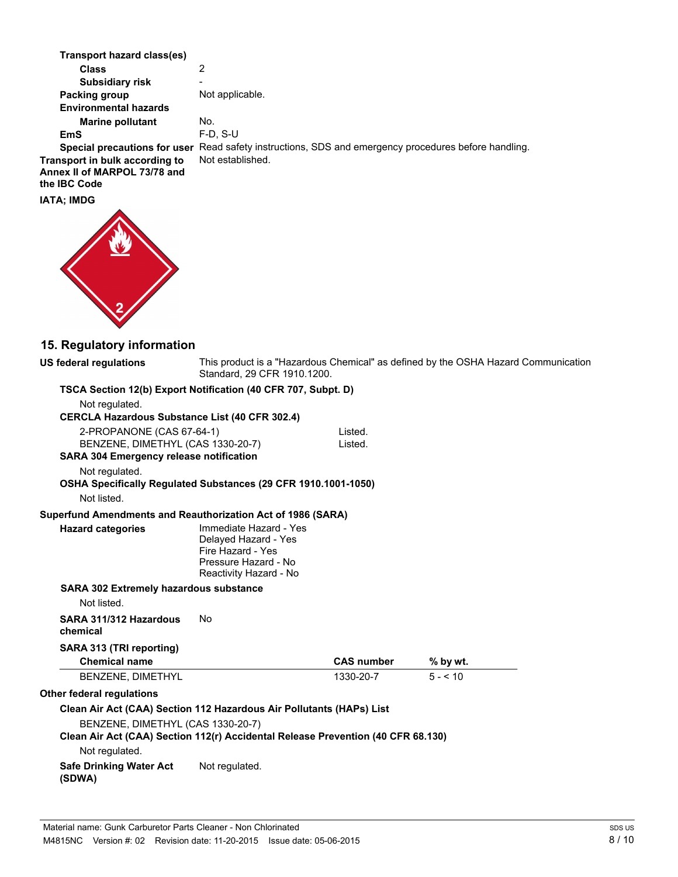**Transport hazard class(es)**

**Class** 2

**Subsidiary risk** -

**Packing group** Not applicable.

**Environmental hazards**

**Marine pollutant** No.

**EmS** F-D, S-U

**Special precautions for user** Read safety instructions, SDS and emergency procedures before handling.

**Transport in bulk according to Annex II of MARPOL 73/78 and the IBC Code** Not established.

**IATA; IMDG**

## 15. Regulatory information

**US federal regulations** This product is a "Hazardous Chemical" as defined by the OSHA Hazard Communication Standard, 29 CFR 1910.1200.

**TSCA Section 12(b) Export Notification (40 CFR 707, Subpt. D)**

Not regulated.

**CERCLA Hazardous Substance List (40 CFR 302.4)**

2-PROPANONE (CAS 67-64-1) Listed.
BENZENE, DIMETHYL (CAS 1330-20-7) Listed.

**SARA 304 Emergency release notification**

Not regulated.

**OSHA Specifically Regulated Substances (29 CFR 1910.1001-1050)**

Not listed.

**Superfund Amendments and Reauthorization Act of 1986 (SARA)**

**Hazard categories**

Immediate Hazard - Yes
Delayed Hazard - Yes
Fire Hazard - Yes
Pressure Hazard - No
Reactivity Hazard - No

**SARA 302 Extremely hazardous substance**

Not listed.

**SARA 311/312 Hazardous chemical** No

**SARA 313 (TRI reporting)**

| Chemical name | CAS number | % by wt. |
| --- | --- | --- |
| BENZENE, DIMETHYL | 1330-20-7 | 5 - < 10 |

**Other federal regulations**

**Clean Air Act (CAA) Section 112 Hazardous Air Pollutants (HAPs) List**

BENZENE, DIMETHYL (CAS 1330-20-7)

**Clean Air Act (CAA) Section 112(r) Accidental Release Prevention (40 CFR 68.130)**

Not regulated.

**Safe Drinking Water Act (SDWA)** Not regulated.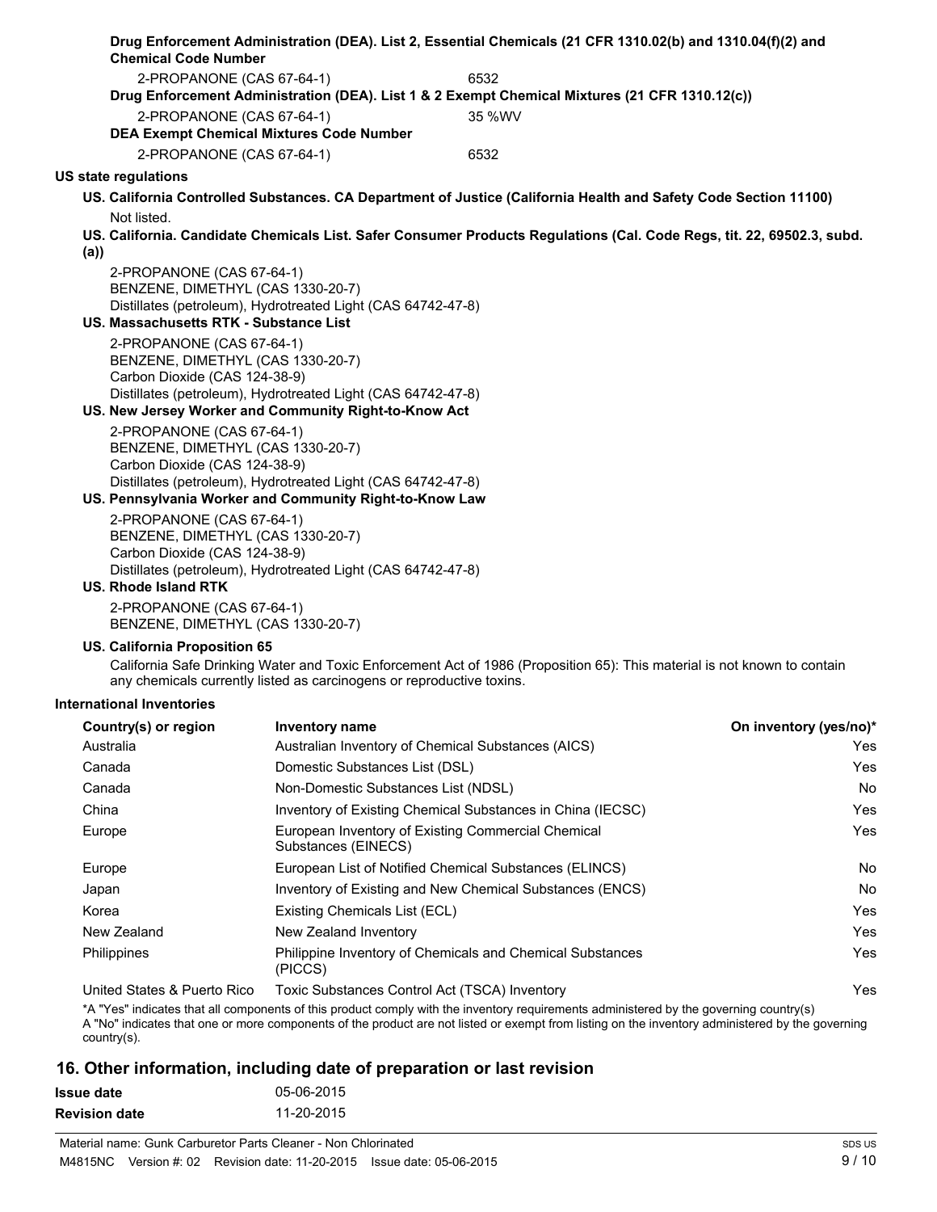**Drug Enforcement Administration (DEA). List 2, Essential Chemicals (21 CFR 1310.02(b) and 1310.04(f)(2) and Chemical Code Number**

2-PROPANONE (CAS 67-64-1) 6532

**Drug Enforcement Administration (DEA). List 1 & 2 Exempt Chemical Mixtures (21 CFR 1310.12(c))**

2-PROPANONE (CAS 67-64-1) 35 %WV

**DEA Exempt Chemical Mixtures Code Number**

2-PROPANONE (CAS 67-64-1) 6532

**US state regulations**

**US. California Controlled Substances. CA Department of Justice (California Health and Safety Code Section 11100)**

Not listed.

**US. California. Candidate Chemicals List. Safer Consumer Products Regulations (Cal. Code Regs, tit. 22, 69502.3, subd. (a))**

2-PROPANONE (CAS 67-64-1)
BENZENE, DIMETHYL (CAS 1330-20-7)
Distillates (petroleum), Hydrotreated Light (CAS 64742-47-8)

**US. Massachusetts RTK - Substance List**

2-PROPANONE (CAS 67-64-1)
BENZENE, DIMETHYL (CAS 1330-20-7)
Carbon Dioxide (CAS 124-38-9)
Distillates (petroleum), Hydrotreated Light (CAS 64742-47-8)

**US. New Jersey Worker and Community Right-to-Know Act**

2-PROPANONE (CAS 67-64-1)
BENZENE, DIMETHYL (CAS 1330-20-7)
Carbon Dioxide (CAS 124-38-9)
Distillates (petroleum), Hydrotreated Light (CAS 64742-47-8)

**US. Pennsylvania Worker and Community Right-to-Know Law**

2-PROPANONE (CAS 67-64-1)
BENZENE, DIMETHYL (CAS 1330-20-7)
Carbon Dioxide (CAS 124-38-9)
Distillates (petroleum), Hydrotreated Light (CAS 64742-47-8)

**US. Rhode Island RTK**

2-PROPANONE (CAS 67-64-1)
BENZENE, DIMETHYL (CAS 1330-20-7)

**US. California Proposition 65**

California Safe Drinking Water and Toxic Enforcement Act of 1986 (Proposition 65): This material is not known to contain any chemicals currently listed as carcinogens or reproductive toxins.

**International Inventories**

| Country(s) or region | Inventory name | On inventory (yes/no)* |
|---|---|---|
| Australia | Australian Inventory of Chemical Substances (AICS) | Yes |
| Canada | Domestic Substances List (DSL) | Yes |
| Canada | Non-Domestic Substances List (NDSL) | No |
| China | Inventory of Existing Chemical Substances in China (IECSC) | Yes |
| Europe | European Inventory of Existing Commercial Chemical Substances (EINECS) | Yes |
| Europe | European List of Notified Chemical Substances (ELINCS) | No |
| Japan | Inventory of Existing and New Chemical Substances (ENCS) | No |
| Korea | Existing Chemicals List (ECL) | Yes |
| New Zealand | New Zealand Inventory | Yes |
| Philippines | Philippine Inventory of Chemicals and Chemical Substances (PICCS) | Yes |
| United States & Puerto Rico | Toxic Substances Control Act (TSCA) Inventory | Yes |

*A "Yes" indicates that all components of this product comply with the inventory requirements administered by the governing country(s)
A "No" indicates that one or more components of the product are not listed or exempt from listing on the inventory administered by the governing country(s).

## 16. Other information, including date of preparation or last revision

**Issue date** 05-06-2015

**Revision date** 11-20-2015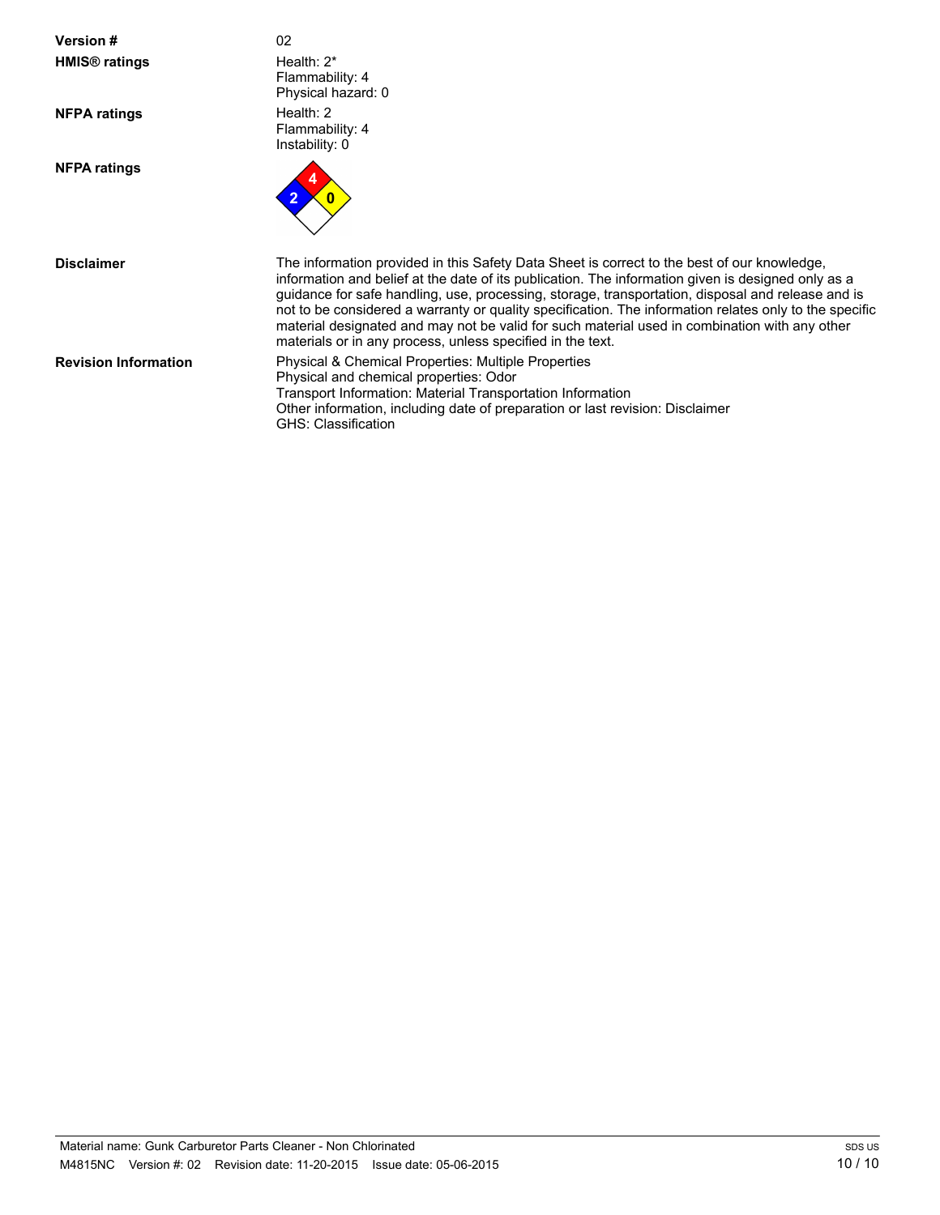**Version #** 02

**HMIS® ratings**
Health: 2*
Flammability: 4
Physical hazard: 0

**NFPA ratings**
Health: 2
Flammability: 4
Instability: 0

**NFPA ratings**

4
2 0

**Disclaimer**
The information provided in this Safety Data Sheet is correct to the best of our knowledge, information and belief at the date of its publication. The information given is designed only as a guidance for safe handling, use, processing, storage, transportation, disposal and release and is not to be considered a warranty or quality specification. The information relates only to the specific material designated and may not be valid for such material used in combination with any other materials or in any process, unless specified in the text.

**Revision Information**
Physical & Chemical Properties: Multiple Properties
Physical and chemical properties: Odor
Transport Information: Material Transportation Information
Other information, including date of preparation or last revision: Disclaimer
GHS: Classification